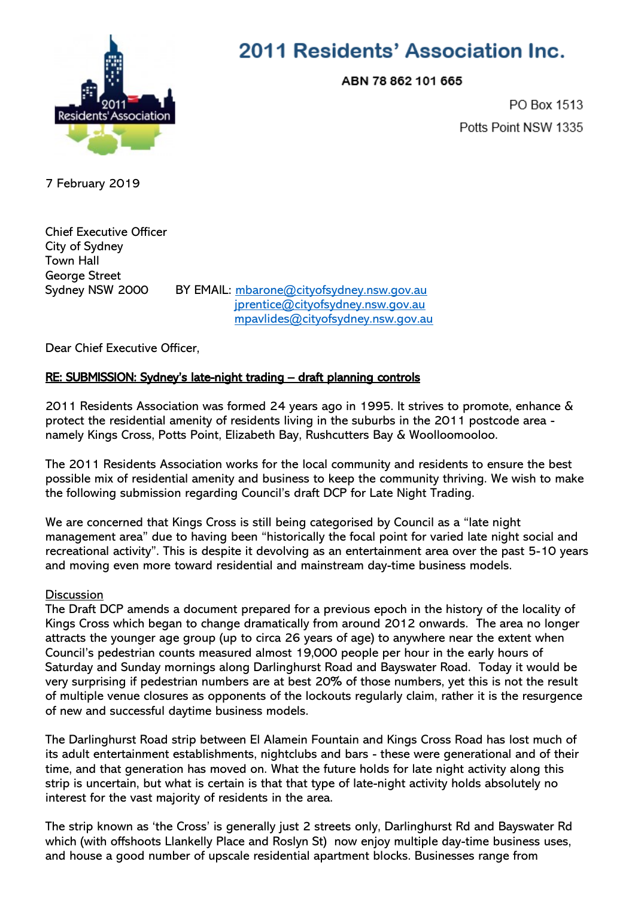# 2011 Residents' Association Inc.

**ABN 78 862 101 665**

PO Box 1513
Potts Point NSW 1335

7 February 2019

Chief Executive Officer
City of Sydney
Town Hall
George Street
Sydney NSW 2000

BY EMAIL: mbarone@cityofsydney.nsw.gov.au
jprentice@cityofsydney.nsw.gov.au
mpavlides@cityofsydney.nsw.gov.au

Dear Chief Executive Officer,

**RE: SUBMISSION: Sydney's late-night trading – draft planning controls**

2011 Residents Association was formed 24 years ago in 1995. It strives to promote, enhance & protect the residential amenity of residents living in the suburbs in the 2011 postcode area - namely Kings Cross, Potts Point, Elizabeth Bay, Rushcutters Bay & Woolloomooloo.

The 2011 Residents Association works for the local community and residents to ensure the best possible mix of residential amenity and business to keep the community thriving. We wish to make the following submission regarding Council's draft DCP for Late Night Trading.

We are concerned that Kings Cross is still being categorised by Council as a "late night management area" due to having been "historically the focal point for varied late night social and recreational activity". This is despite it devolving as an entertainment area over the past 5-10 years and moving even more toward residential and mainstream day-time business models.

Discussion

The Draft DCP amends a document prepared for a previous epoch in the history of the locality of Kings Cross which began to change dramatically from around 2012 onwards. The area no longer attracts the younger age group (up to circa 26 years of age) to anywhere near the extent when Council's pedestrian counts measured almost 19,000 people per hour in the early hours of Saturday and Sunday mornings along Darlinghurst Road and Bayswater Road. Today it would be very surprising if pedestrian numbers are at best 20% of those numbers, yet this is not the result of multiple venue closures as opponents of the lockouts regularly claim, rather it is the resurgence of new and successful daytime business models.

The Darlinghurst Road strip between El Alamein Fountain and Kings Cross Road has lost much of its adult entertainment establishments, nightclubs and bars - these were generational and of their time, and that generation has moved on. What the future holds for late night activity along this strip is uncertain, but what is certain is that that type of late-night activity holds absolutely no interest for the vast majority of residents in the area.

The strip known as 'the Cross' is generally just 2 streets only, Darlinghurst Rd and Bayswater Rd which (with offshoots Llankelly Place and Roslyn St) now enjoy multiple day-time business uses, and house a good number of upscale residential apartment blocks. Businesses range from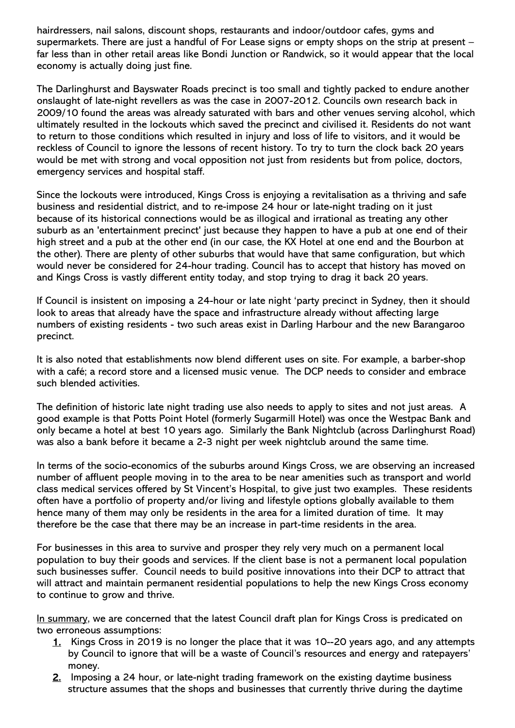hairdressers, nail salons, discount shops, restaurants and indoor/outdoor cafes, gyms and supermarkets. There are just a handful of For Lease signs or empty shops on the strip at present – far less than in other retail areas like Bondi Junction or Randwick, so it would appear that the local economy is actually doing just fine.

The Darlinghurst and Bayswater Roads precinct is too small and tightly packed to endure another onslaught of late-night revellers as was the case in 2007-2012. Councils own research back in 2009/10 found the areas was already saturated with bars and other venues serving alcohol, which ultimately resulted in the lockouts which saved the precinct and civilised it. Residents do not want to return to those conditions which resulted in injury and loss of life to visitors, and it would be reckless of Council to ignore the lessons of recent history. To try to turn the clock back 20 years would be met with strong and vocal opposition not just from residents but from police, doctors, emergency services and hospital staff.

Since the lockouts were introduced, Kings Cross is enjoying a revitalisation as a thriving and safe business and residential district, and to re-impose 24 hour or late-night trading on it just because of its historical connections would be as illogical and irrational as treating any other suburb as an 'entertainment precinct' just because they happen to have a pub at one end of their high street and a pub at the other end (in our case, the KX Hotel at one end and the Bourbon at the other). There are plenty of other suburbs that would have that same configuration, but which would never be considered for 24-hour trading. Council has to accept that history has moved on and Kings Cross is vastly different entity today, and stop trying to drag it back 20 years.

If Council is insistent on imposing a 24-hour or late night 'party precinct in Sydney, then it should look to areas that already have the space and infrastructure already without affecting large numbers of existing residents - two such areas exist in Darling Harbour and the new Barangaroo precinct.

It is also noted that establishments now blend different uses on site. For example, a barber-shop with a café; a record store and a licensed music venue. The DCP needs to consider and embrace such blended activities.

The definition of historic late night trading use also needs to apply to sites and not just areas. A good example is that Potts Point Hotel (formerly Sugarmill Hotel) was once the Westpac Bank and only became a hotel at best 10 years ago. Similarly the Bank Nightclub (across Darlinghurst Road) was also a bank before it became a 2-3 night per week nightclub around the same time.

In terms of the socio-economics of the suburbs around Kings Cross, we are observing an increased number of affluent people moving in to the area to be near amenities such as transport and world class medical services offered by St Vincent's Hospital, to give just two examples. These residents often have a portfolio of property and/or living and lifestyle options globally available to them hence many of them may only be residents in the area for a limited duration of time. It may therefore be the case that there may be an increase in part-time residents in the area.

For businesses in this area to survive and prosper they rely very much on a permanent local population to buy their goods and services. If the client base is not a permanent local population such businesses suffer. Council needs to build positive innovations into their DCP to attract that will attract and maintain permanent residential populations to help the new Kings Cross economy to continue to grow and thrive.

In summary, we are concerned that the latest Council draft plan for Kings Cross is predicated on two erroneous assumptions:

1. Kings Cross in 2019 is no longer the place that it was 10--20 years ago, and any attempts by Council to ignore that will be a waste of Council's resources and energy and ratepayers' money.
2. Imposing a 24 hour, or late-night trading framework on the existing daytime business structure assumes that the shops and businesses that currently thrive during the daytime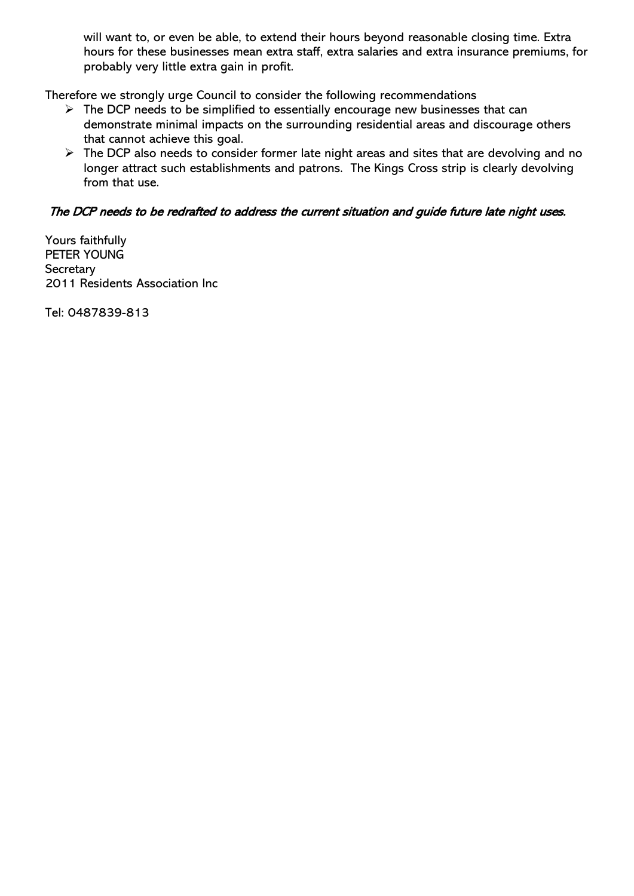will want to, or even be able, to extend their hours beyond reasonable closing time. Extra hours for these businesses mean extra staff, extra salaries and extra insurance premiums, for probably very little extra gain in profit.

Therefore we strongly urge Council to consider the following recommendations

- The DCP needs to be simplified to essentially encourage new businesses that can demonstrate minimal impacts on the surrounding residential areas and discourage others that cannot achieve this goal.
- The DCP also needs to consider former late night areas and sites that are devolving and no longer attract such establishments and patrons. The Kings Cross strip is clearly devolving from that use.

*The DCP needs to be redrafted to address the current situation and guide future late night uses.*

Yours faithfully
PETER YOUNG
Secretary
2011 Residents Association Inc

Tel: 0487839-813